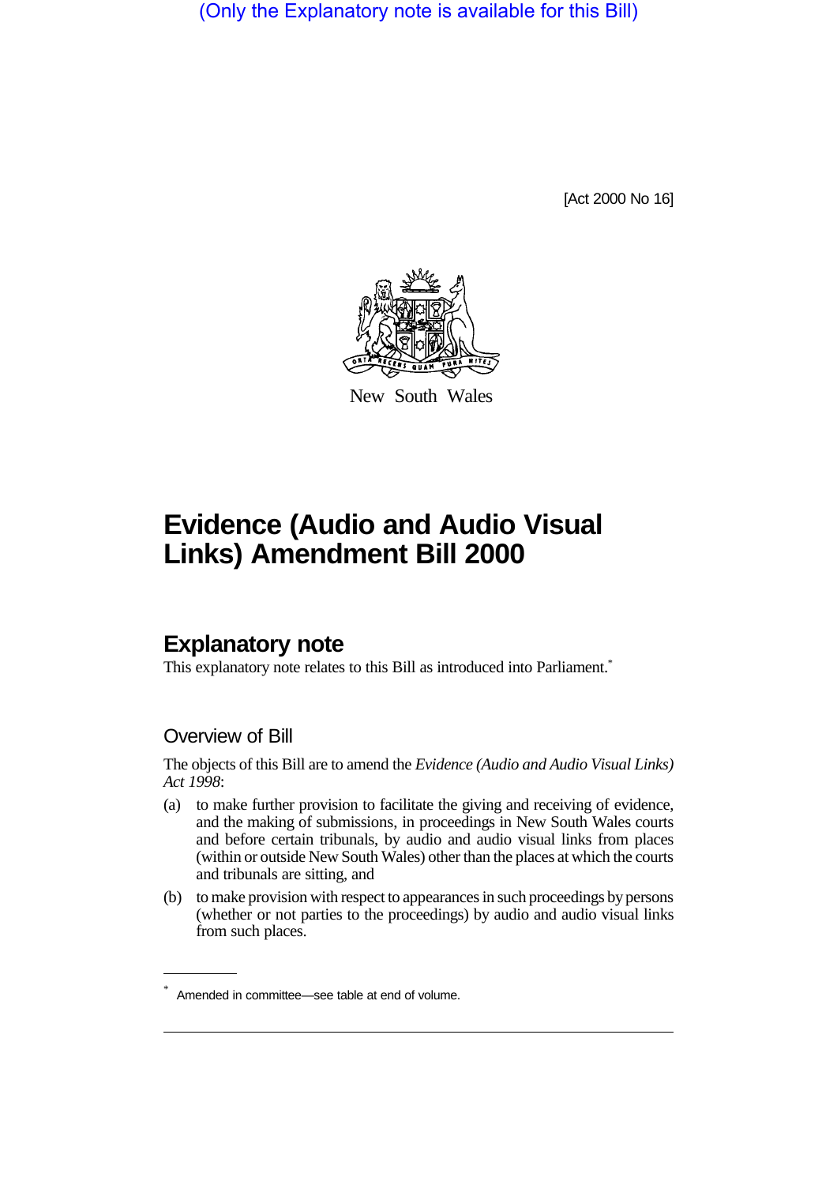(Only the Explanatory note is available for this Bill)

[Act 2000 No 16]

New South Wales

# Evidence (Audio and Audio Visual Links) Amendment Bill 2000

## Explanatory note

This explanatory note relates to this Bill as introduced into Parliament.*

### Overview of Bill

The objects of this Bill are to amend the *Evidence (Audio and Audio Visual Links) Act 1998*:

(a) to make further provision to facilitate the giving and receiving of evidence, and the making of submissions, in proceedings in New South Wales courts and before certain tribunals, by audio and audio visual links from places (within or outside New South Wales) other than the places at which the courts and tribunals are sitting, and

(b) to make provision with respect to appearances in such proceedings by persons (whether or not parties to the proceedings) by audio and audio visual links from such places.

* Amended in committee—see table at end of volume.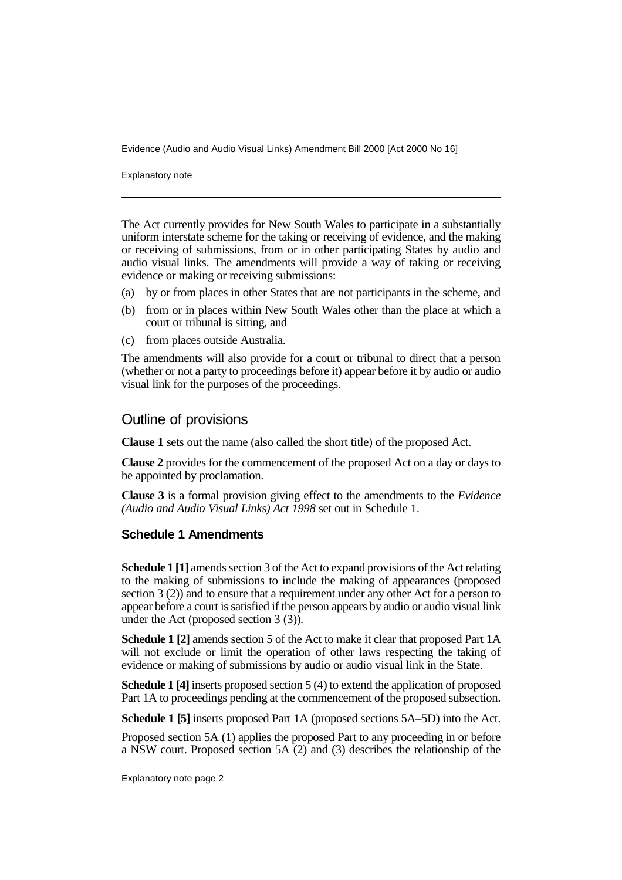The Act currently provides for New South Wales to participate in a substantially uniform interstate scheme for the taking or receiving of evidence, and the making or receiving of submissions, from or in other participating States by audio and audio visual links. The amendments will provide a way of taking or receiving evidence or making or receiving submissions:

(a) by or from places in other States that are not participants in the scheme, and
(b) from or in places within New South Wales other than the place at which a court or tribunal is sitting, and
(c) from places outside Australia.

The amendments will also provide for a court or tribunal to direct that a person (whether or not a party to proceedings before it) appear before it by audio or audio visual link for the purposes of the proceedings.

## Outline of provisions

**Clause 1** sets out the name (also called the short title) of the proposed Act.

**Clause 2** provides for the commencement of the proposed Act on a day or days to be appointed by proclamation.

**Clause 3** is a formal provision giving effect to the amendments to the *Evidence (Audio and Audio Visual Links) Act 1998* set out in Schedule 1.

### Schedule 1 Amendments

**Schedule 1 [1]** amends section 3 of the Act to expand provisions of the Act relating to the making of submissions to include the making of appearances (proposed section 3 (2)) and to ensure that a requirement under any other Act for a person to appear before a court is satisfied if the person appears by audio or audio visual link under the Act (proposed section 3 (3)).

**Schedule 1 [2]** amends section 5 of the Act to make it clear that proposed Part 1A will not exclude or limit the operation of other laws respecting the taking of evidence or making of submissions by audio or audio visual link in the State.

**Schedule 1 [4]** inserts proposed section 5 (4) to extend the application of proposed Part 1A to proceedings pending at the commencement of the proposed subsection.

**Schedule 1 [5]** inserts proposed Part 1A (proposed sections 5A–5D) into the Act.

Proposed section 5A (1) applies the proposed Part to any proceeding in or before a NSW court. Proposed section 5A (2) and (3) describes the relationship of the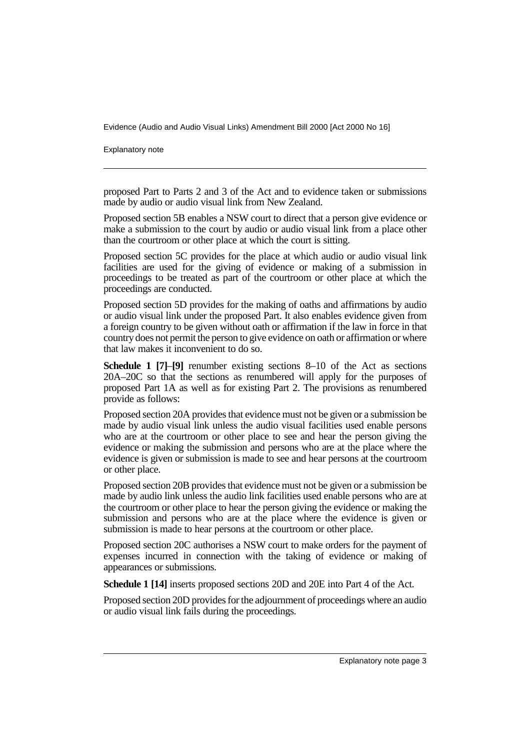proposed Part to Parts 2 and 3 of the Act and to evidence taken or submissions made by audio or audio visual link from New Zealand.

Proposed section 5B enables a NSW court to direct that a person give evidence or make a submission to the court by audio or audio visual link from a place other than the courtroom or other place at which the court is sitting.

Proposed section 5C provides for the place at which audio or audio visual link facilities are used for the giving of evidence or making of a submission in proceedings to be treated as part of the courtroom or other place at which the proceedings are conducted.

Proposed section 5D provides for the making of oaths and affirmations by audio or audio visual link under the proposed Part. It also enables evidence given from a foreign country to be given without oath or affirmation if the law in force in that country does not permit the person to give evidence on oath or affirmation or where that law makes it inconvenient to do so.

**Schedule 1 [7]–[9]** renumber existing sections 8–10 of the Act as sections 20A–20C so that the sections as renumbered will apply for the purposes of proposed Part 1A as well as for existing Part 2. The provisions as renumbered provide as follows:

Proposed section 20A provides that evidence must not be given or a submission be made by audio visual link unless the audio visual facilities used enable persons who are at the courtroom or other place to see and hear the person giving the evidence or making the submission and persons who are at the place where the evidence is given or submission is made to see and hear persons at the courtroom or other place.

Proposed section 20B provides that evidence must not be given or a submission be made by audio link unless the audio link facilities used enable persons who are at the courtroom or other place to hear the person giving the evidence or making the submission and persons who are at the place where the evidence is given or submission is made to hear persons at the courtroom or other place.

Proposed section 20C authorises a NSW court to make orders for the payment of expenses incurred in connection with the taking of evidence or making of appearances or submissions.

**Schedule 1 [14]** inserts proposed sections 20D and 20E into Part 4 of the Act.

Proposed section 20D provides for the adjournment of proceedings where an audio or audio visual link fails during the proceedings.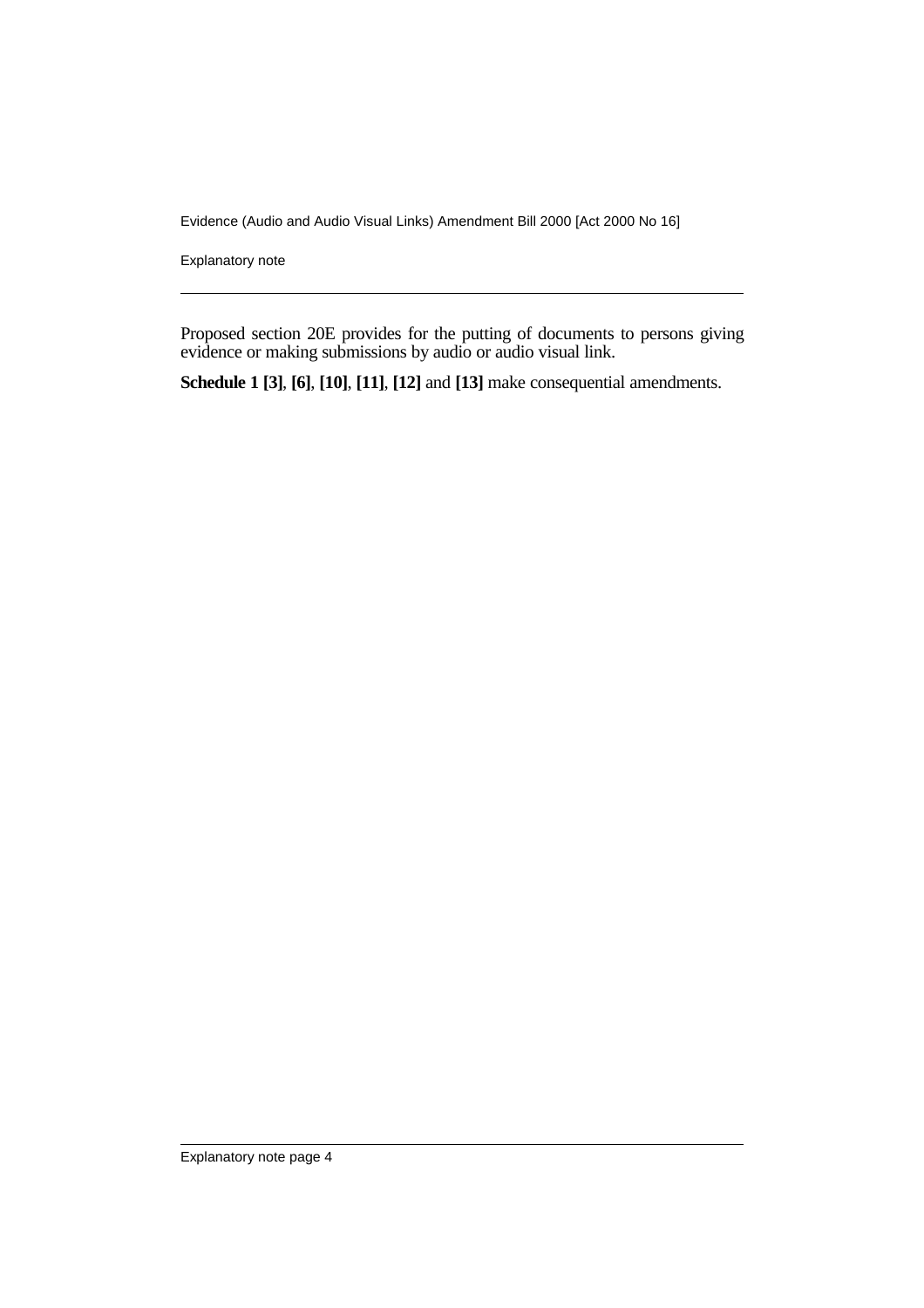Proposed section 20E provides for the putting of documents to persons giving evidence or making submissions by audio or audio visual link.

**Schedule 1 [3]**, **[6]**, **[10]**, **[11]**, **[12]** and **[13]** make consequential amendments.